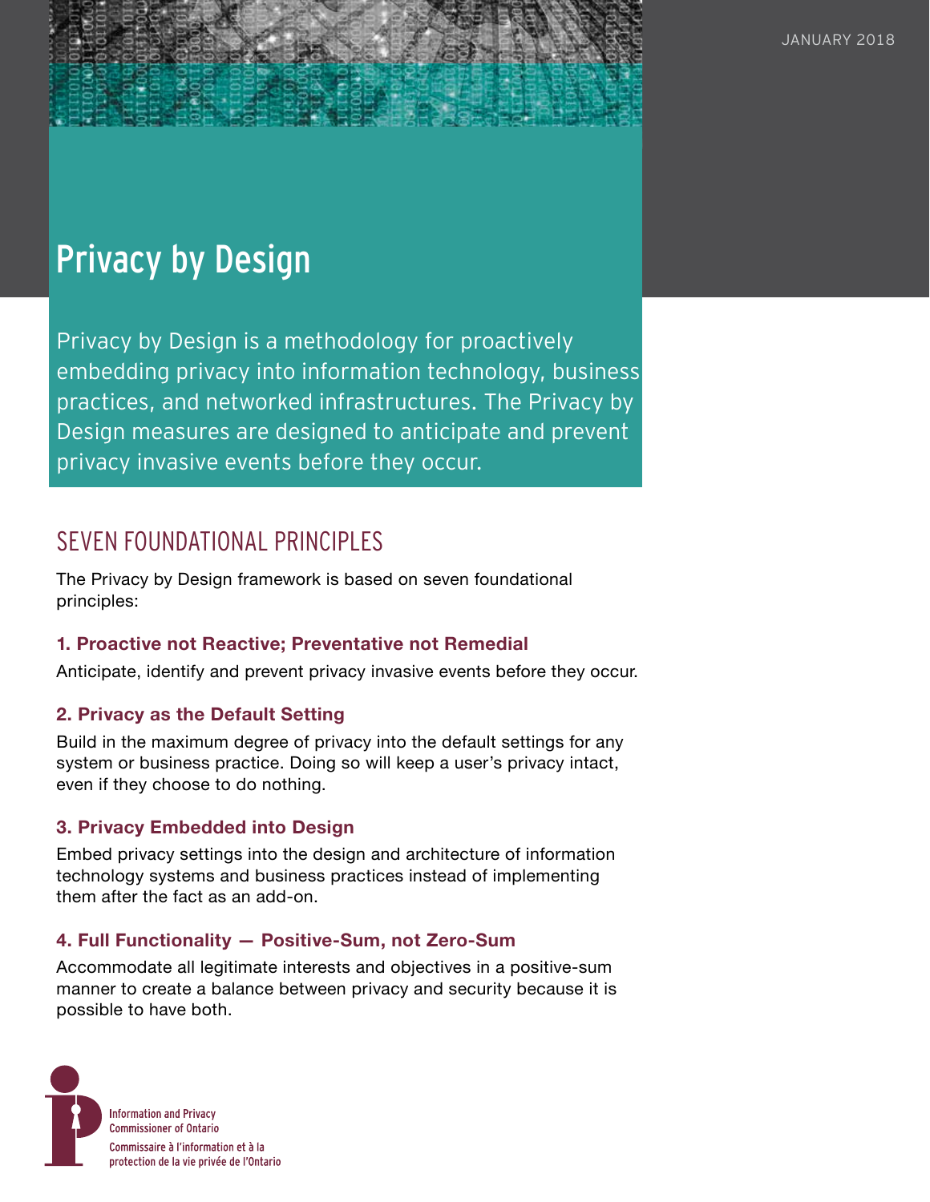JANUARY 2018

# Privacy by Design

Privacy by Design is a methodology for proactively embedding privacy into information technology, business practices, and networked infrastructures. The Privacy by Design measures are designed to anticipate and prevent privacy invasive events before they occur.

## SEVEN FOUNDATIONAL PRINCIPLES

The Privacy by Design framework is based on seven foundational principles:

### 1. Proactive not Reactive; Preventative not Remedial

Anticipate, identify and prevent privacy invasive events before they occur.

### 2. Privacy as the Default Setting

Build in the maximum degree of privacy into the default settings for any system or business practice. Doing so will keep a user's privacy intact, even if they choose to do nothing.

### 3. Privacy Embedded into Design

Embed privacy settings into the design and architecture of information technology systems and business practices instead of implementing them after the fact as an add-on.

### 4. Full Functionality — Positive-Sum, not Zero-Sum

Accommodate all legitimate interests and objectives in a positive-sum manner to create a balance between privacy and security because it is possible to have both.

Information and Privacy Commissioner of Ontario

Commissaire à l'information et à la protection de la vie privée de l'Ontario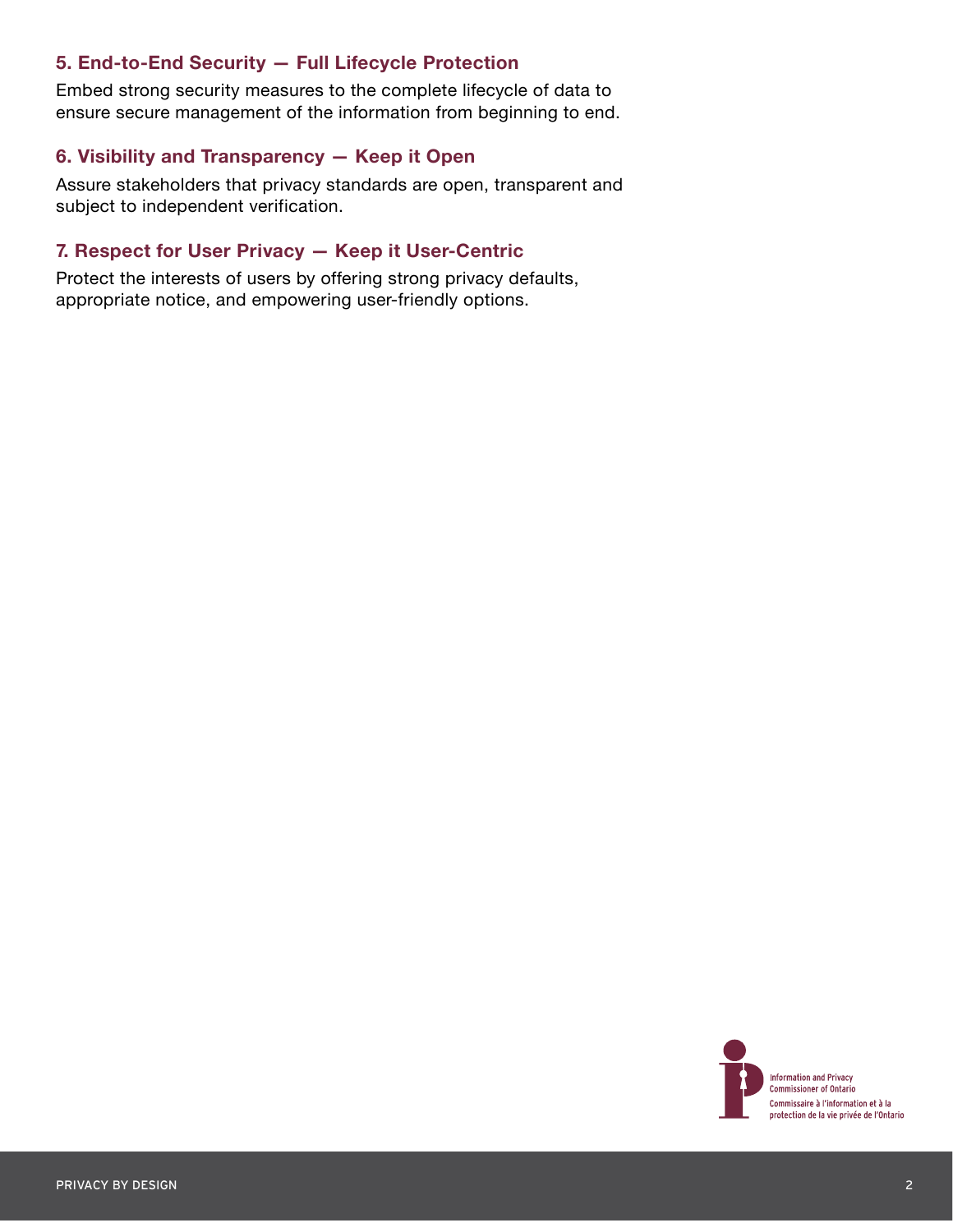### 5. End-to-End Security — Full Lifecycle Protection

Embed strong security measures to the complete lifecycle of data to ensure secure management of the information from beginning to end.

### 6. Visibility and Transparency — Keep it Open

Assure stakeholders that privacy standards are open, transparent and subject to independent verification.

### 7. Respect for User Privacy — Keep it User-Centric

Protect the interests of users by offering strong privacy defaults, appropriate notice, and empowering user-friendly options.

Information and Privacy Commissioner of Ontario
Commissaire à l'information et à la protection de la vie privée de l'Ontario